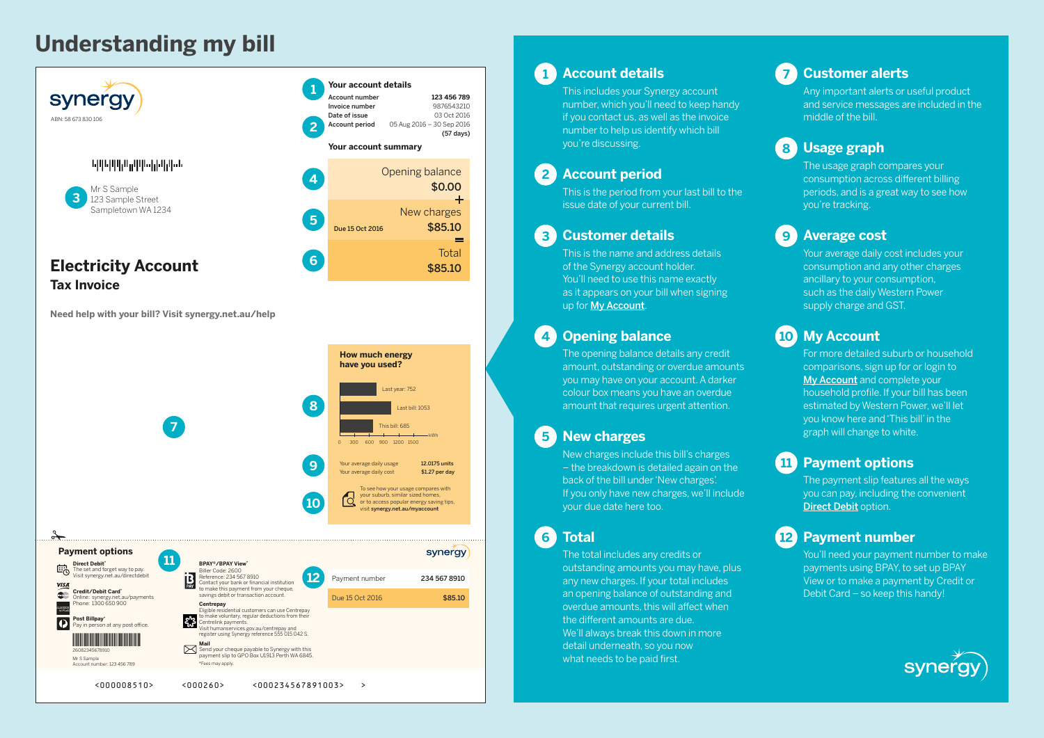# Understanding my bill

synergy

ABN: 58 673 830 106

Mr S Sample
123 Sample Street
Sampletown WA 1234

## Electricity Account
### Tax Invoice

**Need help with your bill? Visit synergy.net.au/help**

**Your account details**

| | |
|---|---|
| Account number | 123 456 789 |
| Invoice number | 9876543210 |
| Date of issue | 03 Oct 2016 |
| Account period | 05 Aug 2016 – 30 Sep 2016 (57 days) |

**Your account summary**

| | |
|---|---|
| Opening balance | $0.00 |
| New charges (Due 15 Oct 2016) | + $85.10 |
| Total | = $85.10 |

**How much energy have you used?**

- Last year: 752
- Last bill: 1053
- This bill: 685

kWh: 0 300 600 900 1200 1500

| | |
|---|---|
| Your average daily usage | 12.0175 units |
| Your average daily cost | $1.27 per day |

To see how your usage compares with your suburb, similar sized homes, or to access popular energy saving tips, visit **synergy.net.au/myaccount**

**Payment options**

**Direct Debit***
The set and forget way to pay. Visit synergy.net.au/directdebit

**Credit/Debit Card***
Online: synergy.net.au/payments
Phone: 1300 650 900

**Post Billpay***
Pay in person at any post office.

26082345678910
Mr S Sample
Account number: 123 456 789

**BPAY®/BPAY View®**
Biller Code: 2600
Reference: 234 567 8910
Contact your bank or financial institution to make this payment from your cheque, savings debit or transaction account.

**Centrepay**
Eligible residential customers can use Centrepay to make voluntary, regular deductions from their Centrelink payments.
Visit humanservices.gov.au/centrepay and register using Synergy reference 555 015 042 S.

**Mail**
Send your cheque payable to Synergy with this payment slip to GPO Box U1913 Perth WA 6845.

*Fees may apply.

synergy

| | |
|---|---|
| Payment number | 234 567 8910 |
| Due 15 Oct 2016 | $85.10 |

<000008510> <000260> <000234567891003> >

## 1 Account details
This includes your Synergy account number, which you'll need to keep handy if you contact us, as well as the invoice number to help us identify which bill you're discussing.

## 2 Account period
This is the period from your last bill to the issue date of your current bill.

## 3 Customer details
This is the name and address details of the Synergy account holder. You'll need to use this name exactly as it appears on your bill when signing up for **My Account**.

## 4 Opening balance
The opening balance details any credit amount, outstanding or overdue amounts you may have on your account. A darker colour box means you have an overdue amount that requires urgent attention.

## 5 New charges
New charges include this bill's charges – the breakdown is detailed again on the back of the bill under 'New charges'. If you only have new charges, we'll include your due date here too.

## 6 Total
The total includes any credits or outstanding amounts you may have, plus any new charges. If your total includes an opening balance of outstanding and overdue amounts, this will affect when the different amounts are due. We'll always break this down in more detail underneath, so you now what needs to be paid first.

## 7 Customer alerts
Any important alerts or useful product and service messages are included in the middle of the bill.

## 8 Usage graph
The usage graph compares your consumption across different billing periods, and is a great way to see how you're tracking.

## 9 Average cost
Your average daily cost includes your consumption and any other charges ancillary to your consumption, such as the daily Western Power supply charge and GST.

## 10 My Account
For more detailed suburb or household comparisons, sign up for or login to **My Account** and complete your household profile. If your bill has been estimated by Western Power, we'll let you know here and 'This bill' in the graph will change to white.

## 11 Payment options
The payment slip features all the ways you can pay, including the convenient **Direct Debit** option.

## 12 Payment number
You'll need your payment number to make payments using BPAY, to set up BPAY View or to make a payment by Credit or Debit Card – so keep this handy!

synergy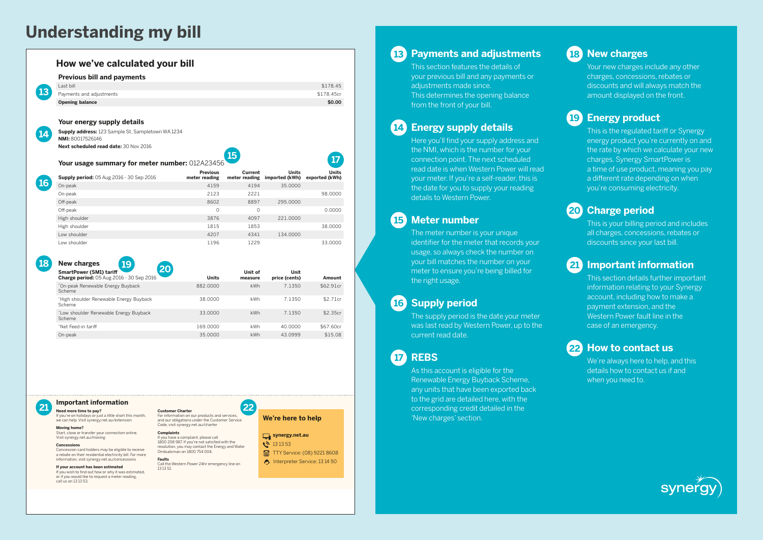# Understanding my bill

## How we've calculated your bill

### Previous bill and payments

13

| | |
|---|---|
| Last bill | $178.45 |
| Payments and adjustments | $178.45cr |
| **Opening balance** | **$0.00** |

### Your energy supply details

14

**Supply address:** 123 Sample St, Sampletown WA 1234
**NMI:** 80017526146
**Next scheduled read date:** 30 Nov 2016

### Your usage summary for meter number: 012A23456

15 17

16

| Supply period: 05 Aug 2016 - 30 Sep 2016 | Previous meter reading | Current meter reading | Units imported (kWh) | Units exported (kWh) |
|---|---|---|---|---|
| On-peak | 4159 | 4194 | 35.0000 | |
| On-peak | 2123 | 2221 | | 98.0000 |
| Off-peak | 8602 | 8897 | 295.0000 | |
| Off-peak | 0 | 0 | | 0.0000 |
| High shoulder | 3876 | 4097 | 221.0000 | |
| High shoulder | 1815 | 1853 | | 38.0000 |
| Low shoulder | 4207 | 4341 | 134.0000 | |
| Low shoulder | 1196 | 1229 | | 33.0000 |

### New charges

18 19 20

| SmartPower (SM1) tariff<br>Charge period: 05 Aug 2016 - 30 Sep 2016 | Units | Unit of measure | Unit price (cents) | Amount |
|---|---|---|---|---|
| *On-peak Renewable Energy Buyback Scheme | 882.0000 | kWh | 7.1350 | $62.91cr |
| *High shoulder Renewable Energy Buyback Scheme | 38.0000 | kWh | 7.1350 | $2.71cr |
| *Low shoulder Renewable Energy Buyback Scheme | 33.0000 | kWh | 7.1350 | $2.35cr |
| *Net Feed-in tariff | 169.0000 | kWh | 40.0000 | $67.60cr |
| On-peak | 35.0000 | kWh | 43.0999 | $15.08 |

### Important information

21

**Need more time to pay?**
If you're on holidays or just a little short this month, we can help. Visit synergy.net.au/extension

**Moving home?**
Start, close or transfer your connection online. Visit synergy.net.au/moving

**Concessions**
Concession card holders may be eligible to receive a rebate on their residential electricity bill. For more information, visit synergy.net.au/concessions

**If your account has been estimated**
If you wish to find out how or why it was estimated, or if you would like to request a meter reading, call us on 13 13 53.

**Customer Charter**
For information on our products and services, and our obligations under the Customer Service Code, visit synergy.net.au/charter

**Complaints**
If you have a complaint, please call 1800 208 987. If you're not satisfied with the resolution, you may contact the Energy and Water Ombudsman on 1800 754 004.

**Faults**
Call the Western Power 24hr emergency line on 13 13 51.

22

**We're here to help**

- **synergy.net.au**
- 13 13 53
- TTY Service: (08) 9221 8608
- Interpreter Service: 13 14 50

## 13 Payments and adjustments

This section features the details of your previous bill and any payments or adjustments made since. This determines the opening balance from the front of your bill.

## 14 Energy supply details

Here you'll find your supply address and the NMI, which is the number for your connection point. The next scheduled read date is when Western Power will read your meter. If you're a self-reader, this is the date for you to supply your reading details to Western Power.

## 15 Meter number

The meter number is your unique identifier for the meter that records your usage, so always check the number on your bill matches the number on your meter to ensure you're being billed for the right usage.

## 16 Supply period

The supply period is the date your meter was last read by Western Power, up to the current read date.

## 17 REBS

As this account is eligible for the Renewable Energy Buyback Scheme, any units that have been exported back to the grid are detailed here, with the corresponding credit detailed in the 'New charges' section.

## 18 New charges

Your new charges include any other charges, concessions, rebates or discounts and will always match the amount displayed on the front.

## 19 Energy product

This is the regulated tariff or Synergy energy product you're currently on and the rate by which we calculate your new charges. Synergy SmartPower is a time of use product, meaning you pay a different rate depending on when you're consuming electricity.

## 20 Charge period

This is your billing period and includes all charges, concessions, rebates or discounts since your last bill.

## 21 Important information

This section details further important information relating to your Synergy account, including how to make a payment extension, and the Western Power fault line in the case of an emergency.

## 22 How to contact us

We're always here to help, and this details how to contact us if and when you need to.

synergy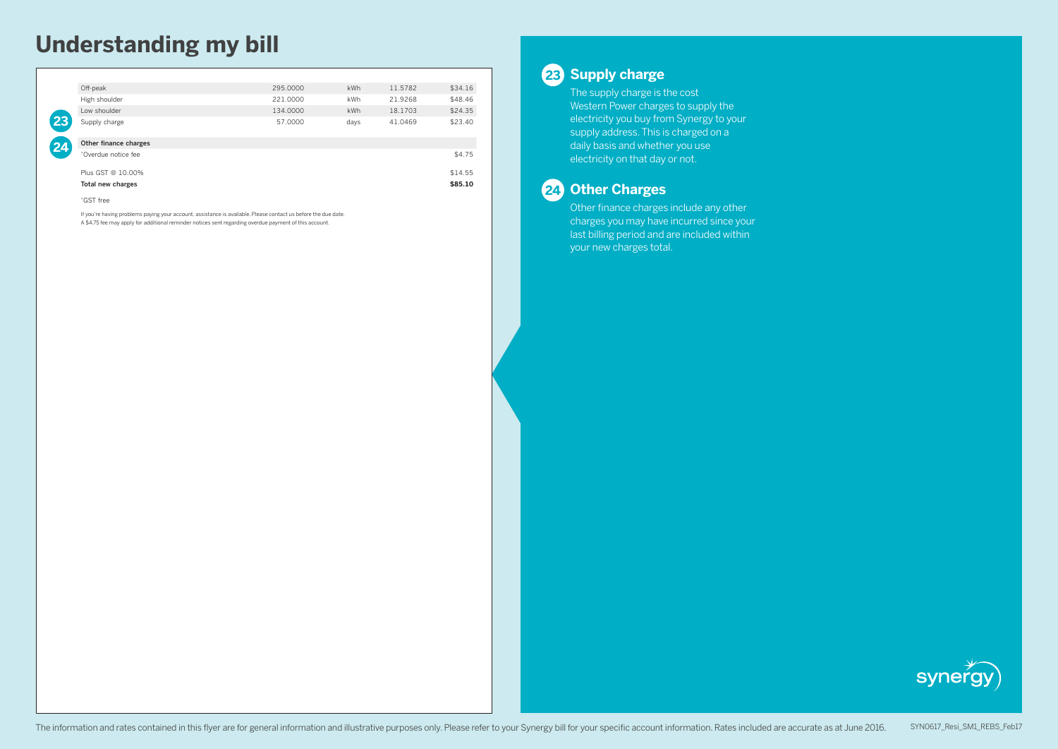# Understanding my bill

| | | | | |
|---|---|---|---|---|
| Off-peak | 295.0000 | kWh | 11.5782 | $34.16 |
| High shoulder | 221.0000 | kWh | 21.9268 | $48.46 |
| Low shoulder | 134.0000 | kWh | 18.1703 | $24.35 |
| 23 Supply charge | 57.0000 | days | 41.0469 | $23.40 |
| 24 **Other finance charges** | | | | |
| *Overdue notice fee | | | | $4.75 |
| Plus GST @ 10.00% | | | | $14.55 |
| **Total new charges** | | | | **$85.10** |

*GST free

If you're having problems paying your account, assistance is available. Please contact us before the due date.
A $4.75 fee may apply for additional reminder notices sent regarding overdue payment of this account.

## 23 Supply charge

The supply charge is the cost Western Power charges to supply the electricity you buy from Synergy to your supply address. This is charged on a daily basis and whether you use electricity on that day or not.

## 24 Other Charges

Other finance charges include any other charges you may have incurred since your last billing period and are included within your new charges total.

synergy

The information and rates contained in this flyer are for general information and illustrative purposes only. Please refer to your Synergy bill for your specific account information. Rates included are accurate as at June 2016.

SYN0617_Resi_SM1_REBS_Feb17